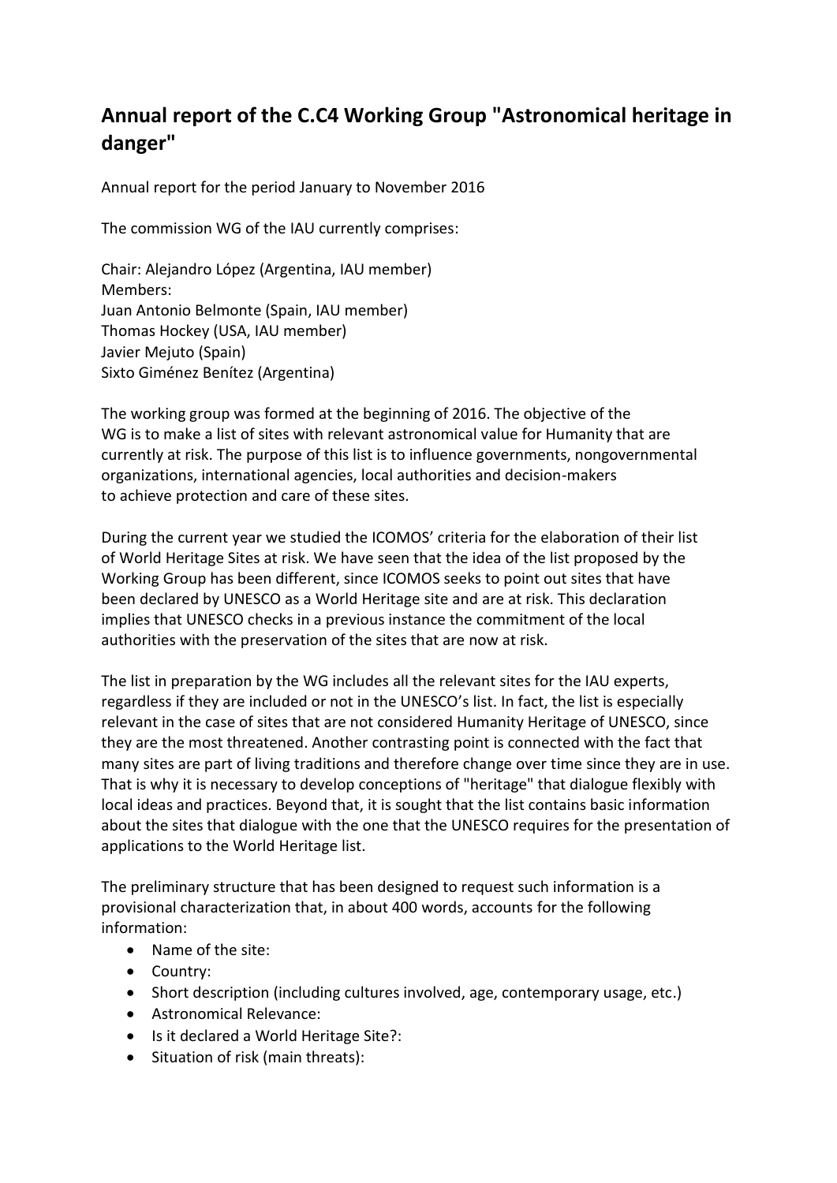# Annual report of the C.C4 Working Group "Astronomical heritage in danger"

Annual report for the period January to November 2016

The commission WG of the IAU currently comprises:

Chair: Alejandro López (Argentina, IAU member)
Members:
Juan Antonio Belmonte (Spain, IAU member)
Thomas Hockey (USA, IAU member)
Javier Mejuto (Spain)
Sixto Giménez Benítez (Argentina)

The working group was formed at the beginning of 2016. The objective of the WG is to make a list of sites with relevant astronomical value for Humanity that are currently at risk. The purpose of this list is to influence governments, nongovernmental organizations, international agencies, local authorities and decision-makers to achieve protection and care of these sites.

During the current year we studied the ICOMOS' criteria for the elaboration of their list of World Heritage Sites at risk. We have seen that the idea of the list proposed by the Working Group has been different, since ICOMOS seeks to point out sites that have been declared by UNESCO as a World Heritage site and are at risk. This declaration implies that UNESCO checks in a previous instance the commitment of the local authorities with the preservation of the sites that are now at risk.

The list in preparation by the WG includes all the relevant sites for the IAU experts, regardless if they are included or not in the UNESCO's list. In fact, the list is especially relevant in the case of sites that are not considered Humanity Heritage of UNESCO, since they are the most threatened. Another contrasting point is connected with the fact that many sites are part of living traditions and therefore change over time since they are in use. That is why it is necessary to develop conceptions of "heritage" that dialogue flexibly with local ideas and practices. Beyond that, it is sought that the list contains basic information about the sites that dialogue with the one that the UNESCO requires for the presentation of applications to the World Heritage list.

The preliminary structure that has been designed to request such information is a provisional characterization that, in about 400 words, accounts for the following information:

- Name of the site:
- Country:
- Short description (including cultures involved, age, contemporary usage, etc.)
- Astronomical Relevance:
- Is it declared a World Heritage Site?:
- Situation of risk (main threats):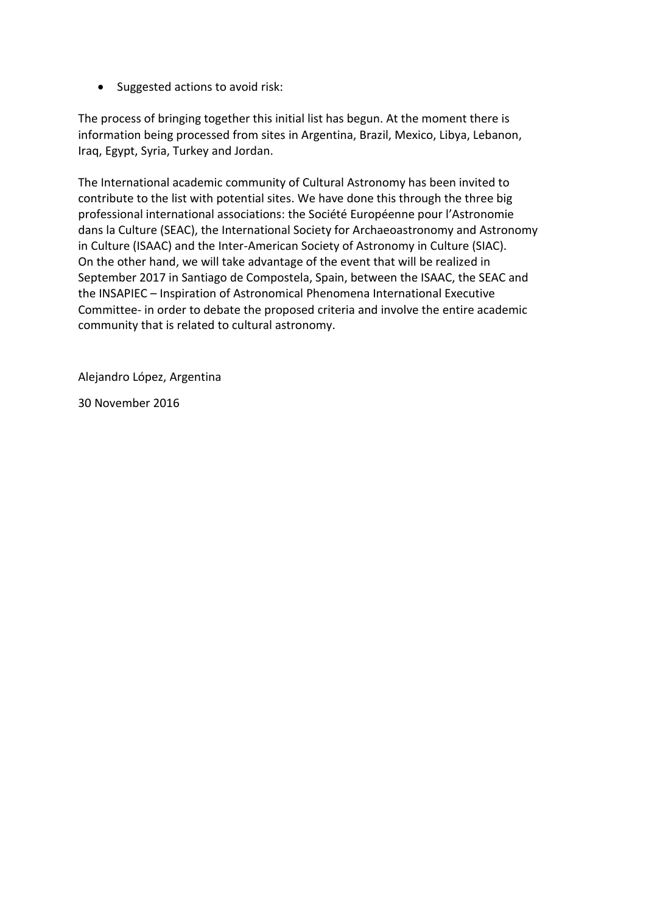- Suggested actions to avoid risk:

The process of bringing together this initial list has begun. At the moment there is information being processed from sites in Argentina, Brazil, Mexico, Libya, Lebanon, Iraq, Egypt, Syria, Turkey and Jordan.

The International academic community of Cultural Astronomy has been invited to contribute to the list with potential sites. We have done this through the three big professional international associations: the Société Européenne pour l'Astronomie dans la Culture (SEAC), the International Society for Archaeoastronomy and Astronomy in Culture (ISAAC) and the Inter-American Society of Astronomy in Culture (SIAC). On the other hand, we will take advantage of the event that will be realized in September 2017 in Santiago de Compostela, Spain, between the ISAAC, the SEAC and the INSAPIEC – Inspiration of Astronomical Phenomena International Executive Committee- in order to debate the proposed criteria and involve the entire academic community that is related to cultural astronomy.

Alejandro López, Argentina

30 November 2016